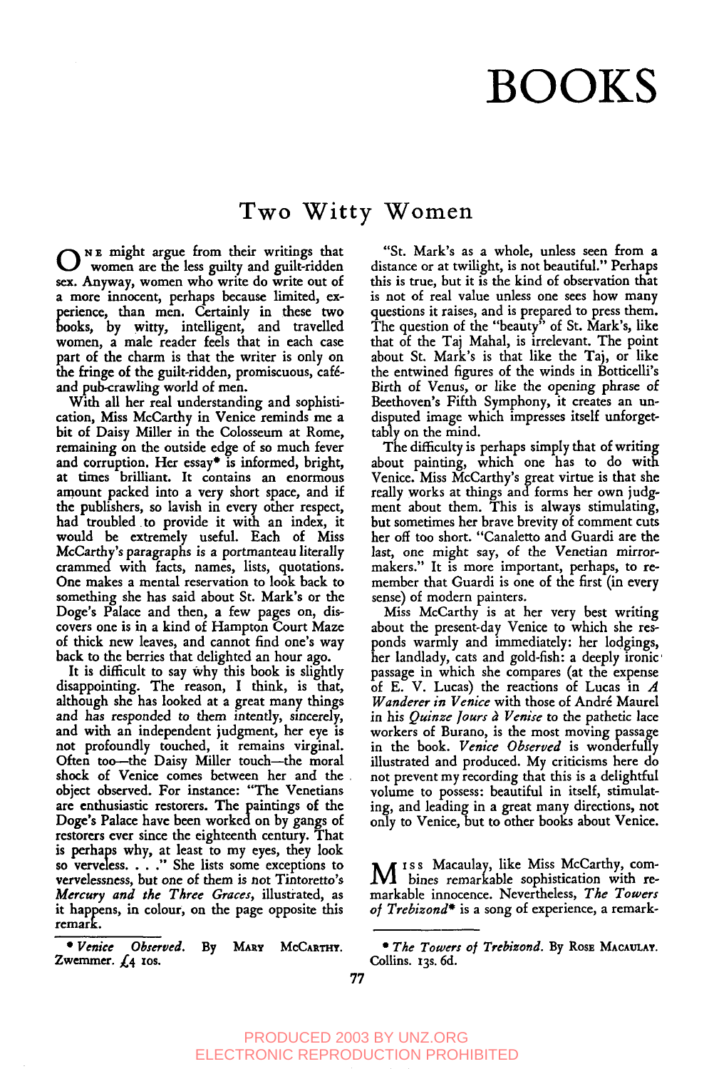# BOOKS

## Two Witty Women

One might argue from their writings that women are the less guilty and guilt-ridden sex. Anyway, women who write do write out of a more innocent, perhaps because limited, experience, than men. Certainly in these two books, by witty, intelligent, and travelled women, a male reader feels that in each case part of the charm is that the writer is only on the fringe of the guilt-ridden, promiscuous, café- and pub-crawling world of men.

With all her real understanding and sophistication, Miss McCarthy in Venice reminds me a bit of Daisy Miller in the Colosseum at Rome, remaining on the outside edge of so much fever and corruption. Her essay* is informed, bright, at times brilliant. It contains an enormous amount packed into a very short space, and if the publishers, so lavish in every other respect, had troubled to provide it with an index, it would be extremely useful. Each of Miss McCarthy's paragraphs is a portmanteau literally crammed with facts, names, lists, quotations. One makes a mental reservation to look back to something she has said about St. Mark's or the Doge's Palace and then, a few pages on, discovers one is in a kind of Hampton Court Maze of thick new leaves, and cannot find one's way back to the berries that delighted an hour ago.

It is difficult to say why this book is slightly disappointing. The reason, I think, is that, although she has looked at a great many things and has responded to them intently, sincerely, and with an independent judgment, her eye is not profoundly touched, it remains virginal. Often too—the Daisy Miller touch—the moral shock of Venice comes between her and the object observed. For instance: "The Venetians are enthusiastic restorers. The paintings of the Doge's Palace have been worked on by gangs of restorers ever since the eighteenth century. That is perhaps why, at least to my eyes, they look so verveless. . . ." She lists some exceptions to vervelessness, but one of them is not Tintoretto's *Mercury and the Three Graces*, illustrated, as it happens, in colour, on the page opposite this remark.

"St. Mark's as a whole, unless seen from a distance or at twilight, is not beautiful." Perhaps this is true, but it is the kind of observation that is not of real value unless one sees how many questions it raises, and is prepared to press them. The question of the "beauty" of St. Mark's, like that of the Taj Mahal, is irrelevant. The point about St. Mark's is that like the Taj, or like the entwined figures of the winds in Botticelli's Birth of Venus, or like the opening phrase of Beethoven's Fifth Symphony, it creates an undisputed image which impresses itself unforgettably on the mind.

The difficulty is perhaps simply that of writing about painting, which one has to do with Venice. Miss McCarthy's great virtue is that she really works at things and forms her own judgment about them. This is always stimulating, but sometimes her brave brevity of comment cuts her off too short. "Canaletto and Guardi are the last, one might say, of the Venetian mirror-makers." It is more important, perhaps, to remember that Guardi is one of the first (in every sense) of modern painters.

Miss McCarthy is at her very best writing about the present-day Venice to which she responds warmly and immediately: her lodgings, her landlady, cats and gold-fish: a deeply ironic passage in which she compares (at the expense of E. V. Lucas) the reactions of Lucas in *A Wanderer in Venice* with those of André Maurel in his *Quinze Jours à Venise* to the pathetic lace workers of Burano, is the most moving passage in the book. *Venice Observed* is wonderfully illustrated and produced. My criticisms here do not prevent my recording that this is a delightful volume to possess: beautiful in itself, stimulating, and leading in a great many directions, not only to Venice, but to other books about Venice.

* *Venice Observed.* By Mary McCarthy. Zwemmer. £4 10s.

Miss Macaulay, like Miss McCarthy, combines remarkable sophistication with remarkable innocence. Nevertheless, *The Towers of Trebizond** is a song of experience, a remark-

* *The Towers of Trebizond.* By Rose Macaulay. Collins. 13s. 6d.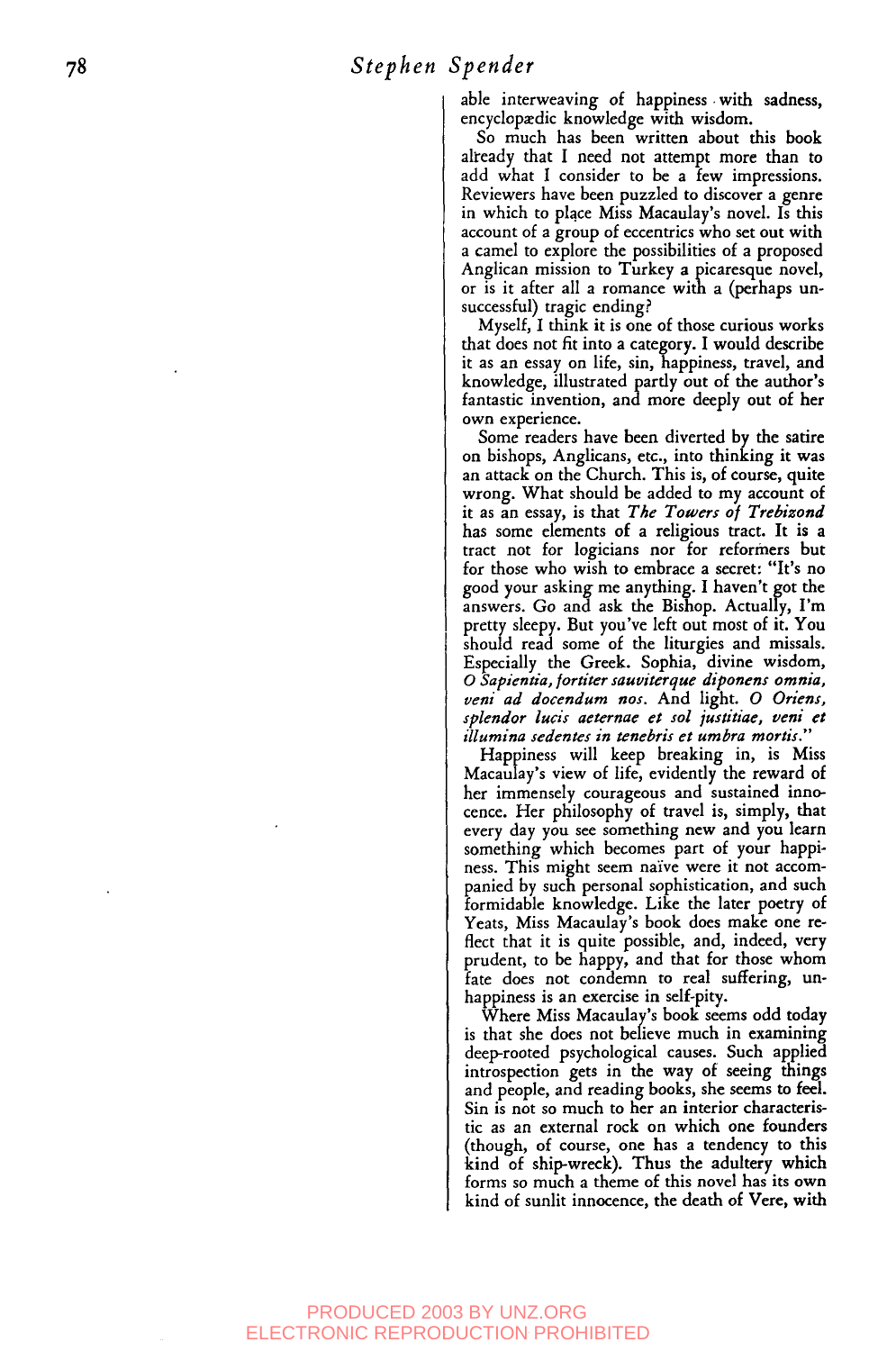able interweaving of happiness with sadness, encyclopædic knowledge with wisdom.

So much has been written about this book already that I need not attempt more than to add what I consider to be a few impressions. Reviewers have been puzzled to discover a genre in which to place Miss Macaulay's novel. Is this account of a group of eccentrics who set out with a camel to explore the possibilities of a proposed Anglican mission to Turkey a picaresque novel, or is it after all a romance with a (perhaps unsuccessful) tragic ending?

Myself, I think it is one of those curious works that does not fit into a category. I would describe it as an essay on life, sin, happiness, travel, and knowledge, illustrated partly out of the author's fantastic invention, and more deeply out of her own experience.

Some readers have been diverted by the satire on bishops, Anglicans, etc., into thinking it was an attack on the Church. This is, of course, quite wrong. What should be added to my account of it as an essay, is that *The Towers of Trebizond* has some elements of a religious tract. It is a tract not for logicians nor for reformers but for those who wish to embrace a secret: "It's no good your asking me anything. I haven't got the answers. Go and ask the Bishop. Actually, I'm pretty sleepy. But you've left out most of it. You should read some of the liturgies and missals. Especially the Greek. Sophia, divine wisdom, *O Sapientia, fortiter sauviterque diponens omnia, veni ad docendum nos.* And light. *O Oriens, splendor lucis aeternae et sol justitiae, veni et illumina sedentes in tenebris et umbra mortis.*"

Happiness will keep breaking in, is Miss Macaulay's view of life, evidently the reward of her immensely courageous and sustained innocence. Her philosophy of travel is, simply, that every day you see something new and you learn something which becomes part of your happiness. This might seem naïve were it not accompanied by such personal sophistication, and such formidable knowledge. Like the later poetry of Yeats, Miss Macaulay's book does make one reflect that it is quite possible, and, indeed, very prudent, to be happy, and that for those whom fate does not condemn to real suffering, unhappiness is an exercise in self-pity.

Where Miss Macaulay's book seems odd today is that she does not believe much in examining deep-rooted psychological causes. Such applied introspection gets in the way of seeing things and people, and reading books, she seems to feel. Sin is not so much to her an interior characteristic as an external rock on which one founders (though, of course, one has a tendency to this kind of ship-wreck). Thus the adultery which forms so much a theme of this novel has its own kind of sunlit innocence, the death of Vere, with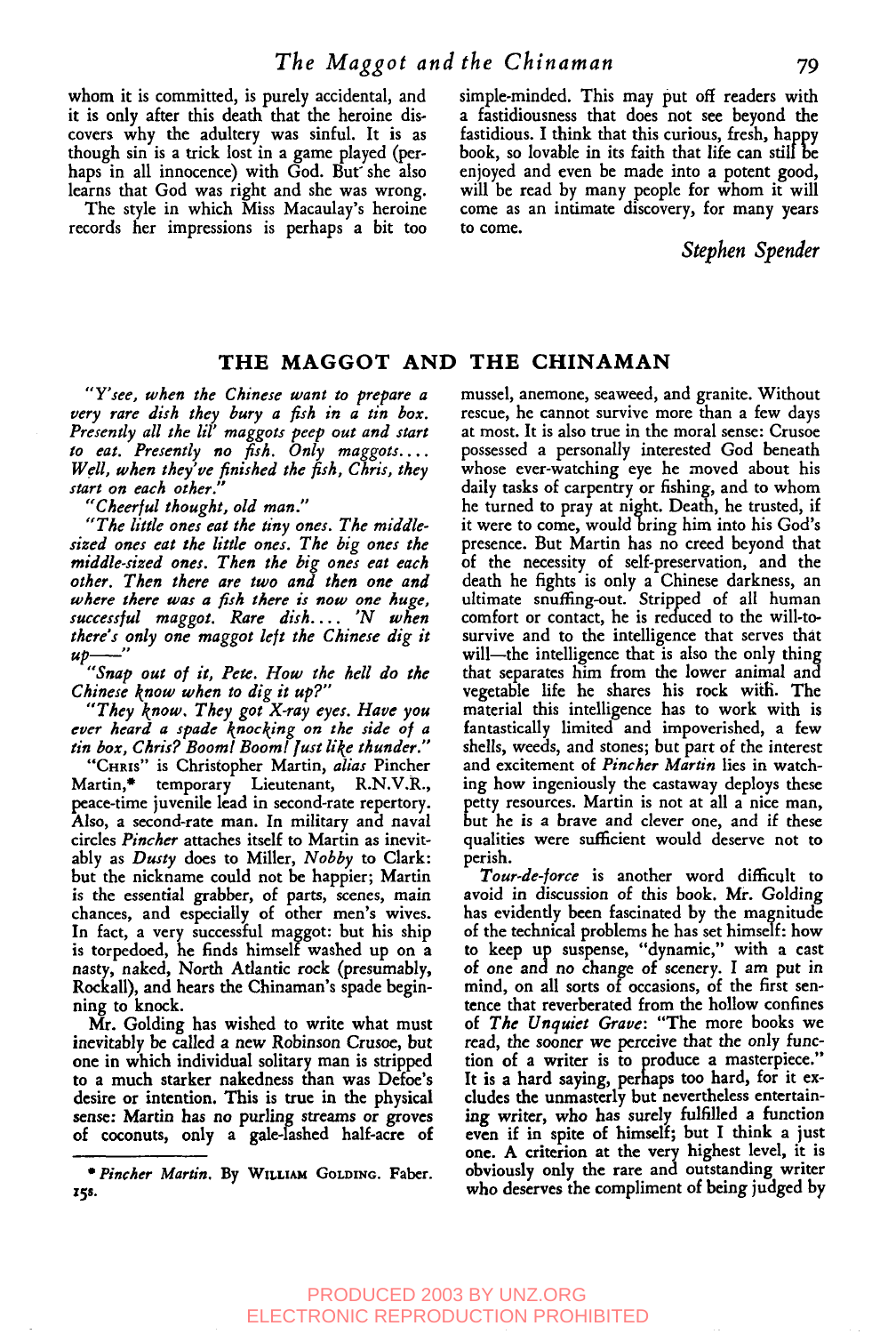whom it is committed, is purely accidental, and it is only after this death that the heroine discovers why the adultery was sinful. It is as though sin is a trick lost in a game played (perhaps in all innocence) with God. But she also learns that God was right and she was wrong.

The style in which Miss Macaulay's heroine records her impressions is perhaps a bit too simple-minded. This may put off readers with a fastidiousness that does not see beyond the fastidious. I think that this curious, fresh, happy book, so lovable in its faith that life can still be enjoyed and even be made into a potent good, will be read by many people for whom it will come as an intimate discovery, for many years to come.

*Stephen Spender*

## THE MAGGOT AND THE CHINAMAN

*"Y'see, when the Chinese want to prepare a very rare dish they bury a fish in a tin box. Presently all the lil' maggots peep out and start to eat. Presently no fish. Only maggots.... Well, when they've finished the fish, Chris, they start on each other."*

*"Cheerful thought, old man."*

*"The little ones eat the tiny ones. The middle-sized ones eat the little ones. The big ones the middle-sized ones. Then the big ones eat each other. Then there are two and then one and where there was a fish there is now one huge, successful maggot. Rare dish.... 'N when there's only one maggot left the Chinese dig it up——"*

*"Snap out of it, Pete. How the hell do the Chinese know when to dig it up?"*

*"They know. They got X-ray eyes. Have you ever heard a spade knocking on the side of a tin box, Chris? Boom! Boom! Just like thunder."*

"CHRIS" is Christopher Martin, *alias* Pincher Martin,* temporary Lieutenant, R.N.V.R., peace-time juvenile lead in second-rate repertory. Also, a second-rate man. In military and naval circles *Pincher* attaches itself to Martin as inevitably as *Dusty* does to Miller, *Nobby* to Clark: but the nickname could not be happier; Martin is the essential grabber, of parts, scenes, main chances, and especially of other men's wives. In fact, a very successful maggot: but his ship is torpedoed, he finds himself washed up on a nasty, naked, North Atlantic rock (presumably, Rockall), and hears the Chinaman's spade beginning to knock.

Mr. Golding has wished to write what must inevitably be called a new Robinson Crusoe, but one in which individual solitary man is stripped to a much starker nakedness than was Defoe's desire or intention. This is true in the physical sense: Martin has no purling streams or groves of coconuts, only a gale-lashed half-acre of mussel, anemone, seaweed, and granite. Without rescue, he cannot survive more than a few days at most. It is also true in the moral sense: Crusoe possessed a personally interested God beneath whose ever-watching eye he moved about his daily tasks of carpentry or fishing, and to whom he turned to pray at night. Death, he trusted, if it were to come, would bring him into his God's presence. But Martin has no creed beyond that of the necessity of self-preservation, and the death he fights is only a Chinese darkness, an ultimate snuffing-out. Stripped of all human comfort or contact, he is reduced to the will-to-survive and to the intelligence that serves that will—the intelligence that is also the only thing that separates him from the lower animal and vegetable life he shares his rock with. The material this intelligence has to work with is fantastically limited and impoverished, a few shells, weeds, and stones; but part of the interest and excitement of *Pincher Martin* lies in watching how ingeniously the castaway deploys these petty resources. Martin is not at all a nice man, but he is a brave and clever one, and if these qualities were sufficient would deserve not to perish.

*Tour-de-force* is another word difficult to avoid in discussion of this book. Mr. Golding has evidently been fascinated by the magnitude of the technical problems he has set himself: how to keep up suspense, "dynamic," with a cast of one and no change of scenery. I am put in mind, on all sorts of occasions, of the first sentence that reverberated from the hollow confines of *The Unquiet Grave*: "The more books we read, the sooner we perceive that the only function of a writer is to produce a masterpiece." It is a hard saying, perhaps too hard, for it excludes the unmasterly but nevertheless entertaining writer, who has surely fulfilled a function even if in spite of himself; but I think a just one. A criterion at the very highest level, it is obviously only the rare and outstanding writer who deserves the compliment of being judged by

---

* *Pincher Martin.* By WILLIAM GOLDING. Faber. 15s.